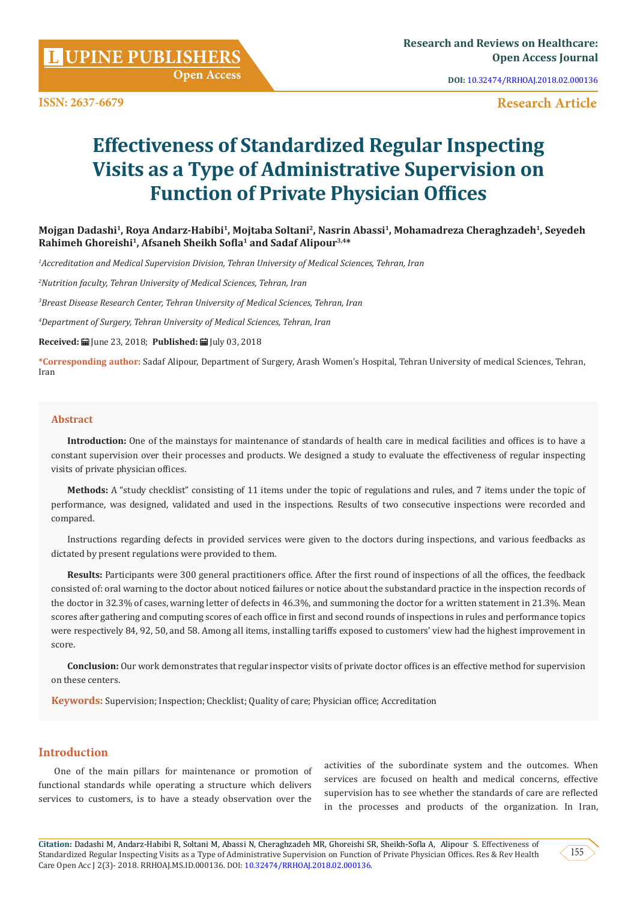Research Article

# Effectiveness of Standardized Regular Inspecting Visits as a Type of Administrative Supervision on Function of Private Physician Offices

**Mojgan Dadashi[1], Roya Andarz-Habibi[1], Mojtaba Soltani[2], Nasrin Abassi[1], Mohamadreza Cheraghzadeh[1], Seyedeh Rahimeh Ghoreishi[1], Afsaneh Sheikh Sofla[1] and Sadaf Alipour[3,4]***

*[1]Accreditation and Medical Supervision Division, Tehran University of Medical Sciences, Tehran, Iran*

*[2]Nutrition faculty, Tehran University of Medical Sciences, Tehran, Iran*

*[3]Breast Disease Research Center, Tehran University of Medical Sciences, Tehran, Iran*

*[4]Department of Surgery, Tehran University of Medical Sciences, Tehran, Iran*

**Received:** June 23, 2018; **Published:** July 03, 2018

***Corresponding author:** Sadaf Alipour, Department of Surgery, Arash Women's Hospital, Tehran University of medical Sciences, Tehran, Iran

## Abstract

**Introduction:** One of the mainstays for maintenance of standards of health care in medical facilities and offices is to have a constant supervision over their processes and products. We designed a study to evaluate the effectiveness of regular inspecting visits of private physician offices.

**Methods:** A "study checklist" consisting of 11 items under the topic of regulations and rules, and 7 items under the topic of performance, was designed, validated and used in the inspections. Results of two consecutive inspections were recorded and compared.

Instructions regarding defects in provided services were given to the doctors during inspections, and various feedbacks as dictated by present regulations were provided to them.

**Results:** Participants were 300 general practitioners office. After the first round of inspections of all the offices, the feedback consisted of: oral warning to the doctor about noticed failures or notice about the substandard practice in the inspection records of the doctor in 32.3% of cases, warning letter of defects in 46.3%, and summoning the doctor for a written statement in 21.3%. Mean scores after gathering and computing scores of each office in first and second rounds of inspections in rules and performance topics were respectively 84, 92, 50, and 58. Among all items, installing tariffs exposed to customers' view had the highest improvement in score.

**Conclusion:** Our work demonstrates that regular inspector visits of private doctor offices is an effective method for supervision on these centers.

**Keywords:** Supervision; Inspection; Checklist; Quality of care; Physician office; Accreditation

## Introduction

One of the main pillars for maintenance or promotion of functional standards while operating a structure which delivers services to customers, is to have a steady observation over the activities of the subordinate system and the outcomes. When services are focused on health and medical concerns, effective supervision has to see whether the standards of care are reflected in the processes and products of the organization. In Iran,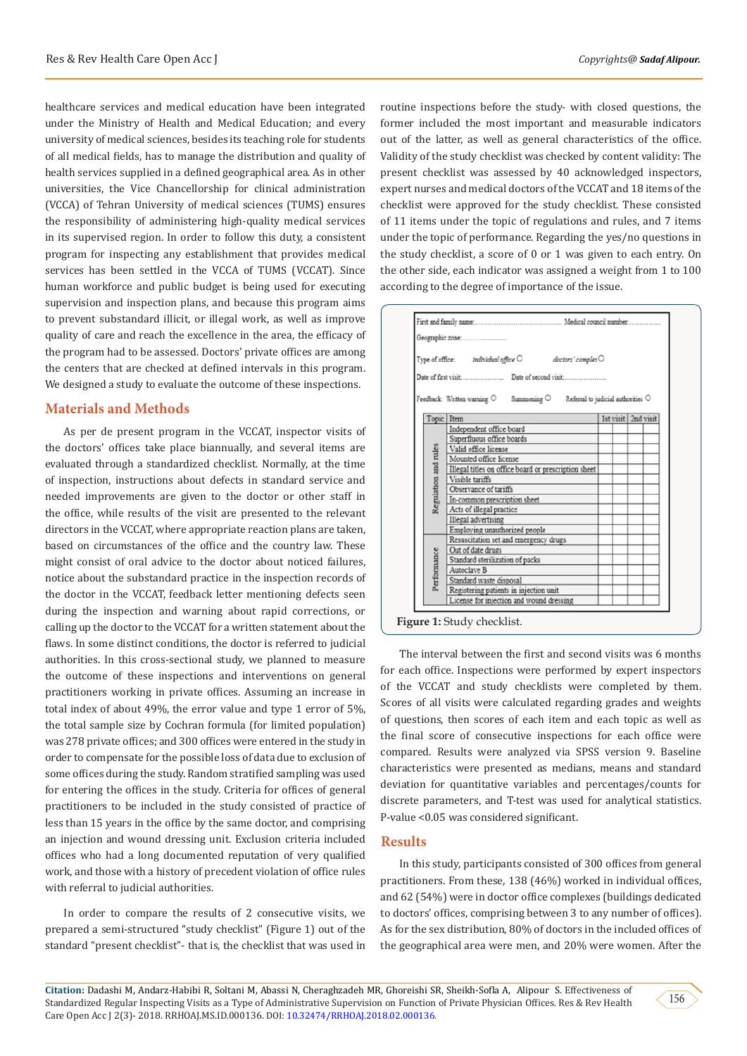healthcare services and medical education have been integrated under the Ministry of Health and Medical Education; and every university of medical sciences, besides its teaching role for students of all medical fields, has to manage the distribution and quality of health services supplied in a defined geographical area. As in other universities, the Vice Chancellorship for clinical administration (VCCA) of Tehran University of medical sciences (TUMS) ensures the responsibility of administering high-quality medical services in its supervised region. In order to follow this duty, a consistent program for inspecting any establishment that provides medical services has been settled in the VCCA of TUMS (VCCAT). Since human workforce and public budget is being used for executing supervision and inspection plans, and because this program aims to prevent substandard illicit, or illegal work, as well as improve quality of care and reach the excellence in the area, the efficacy of the program had to be assessed. Doctors' private offices are among the centers that are checked at defined intervals in this program. We designed a study to evaluate the outcome of these inspections.

## Materials and Methods

As per de present program in the VCCAT, inspector visits of the doctors' offices take place biannually, and several items are evaluated through a standardized checklist. Normally, at the time of inspection, instructions about defects in standard service and needed improvements are given to the doctor or other staff in the office, while results of the visit are presented to the relevant directors in the VCCAT, where appropriate reaction plans are taken, based on circumstances of the office and the country law. These might consist of oral advice to the doctor about noticed failures, notice about the substandard practice in the inspection records of the doctor in the VCCAT, feedback letter mentioning defects seen during the inspection and warning about rapid corrections, or calling up the doctor to the VCCAT for a written statement about the flaws. In some distinct conditions, the doctor is referred to judicial authorities. In this cross-sectional study, we planned to measure the outcome of these inspections and interventions on general practitioners working in private offices. Assuming an increase in total index of about 49%, the error value and type 1 error of 5%, the total sample size by Cochran formula (for limited population) was 278 private offices; and 300 offices were entered in the study in order to compensate for the possible loss of data due to exclusion of some offices during the study. Random stratified sampling was used for entering the offices in the study. Criteria for offices of general practitioners to be included in the study consisted of practice of less than 15 years in the office by the same doctor, and comprising an injection and wound dressing unit. Exclusion criteria included offices who had a long documented reputation of very qualified work, and those with a history of precedent violation of office rules with referral to judicial authorities.

In order to compare the results of 2 consecutive visits, we prepared a semi-structured "study checklist" (Figure 1) out of the standard "present checklist"- that is, the checklist that was used in routine inspections before the study- with closed questions, the former included the most important and measurable indicators out of the latter, as well as general characteristics of the office. Validity of the study checklist was checked by content validity: The present checklist was assessed by 40 acknowledged inspectors, expert nurses and medical doctors of the VCCAT and 18 items of the checklist were approved for the study checklist. These consisted of 11 items under the topic of regulations and rules, and 7 items under the topic of performance. Regarding the yes/no questions in the study checklist, a score of 0 or 1 was given to each entry. On the other side, each indicator was assigned a weight from 1 to 100 according to the degree of importance of the issue.

First and family name:............................ Medical council number:...............

Geographic zone:.....................

Type of office: *individual office* ○ *doctors' complex* ○

Date of first visit:.................... Date of second visit:...................

Feedback: Written warning ○ Summoning ○ Referral to judicial authorities ○

| Topic | Item | 1st visit | | 2nd visit | |
|---|---|---|---|---|---|
| Regulation and rules | Independent office board | | | | |
| | Superfluous office boards | | | | |
| | Valid office license | | | | |
| | Mounted office license | | | | |
| | Illegal titles on office board or prescription sheet | | | | |
| | Visible tariffs | | | | |
| | Observance of tariffs | | | | |
| | In-common prescription sheet | | | | |
| | Acts of illegal practice | | | | |
| | Illegal advertising | | | | |
| | Employing unauthorized people | | | | |
| Performance | Resuscitation set and emergency drugs | | | | |
| | Out of date drugs | | | | |
| | Standard sterilization of packs | | | | |
| | Autoclave B | | | | |
| | Standard waste disposal | | | | |
| | Registering patients in injection unit | | | | |
| | License for injection and wound dressing | | | | |

**Figure 1:** Study checklist.

The interval between the first and second visits was 6 months for each office. Inspections were performed by expert inspectors of the VCCAT and study checklists were completed by them. Scores of all visits were calculated regarding grades and weights of questions, then scores of each item and each topic as well as the final score of consecutive inspections for each office were compared. Results were analyzed via SPSS version 9. Baseline characteristics were presented as medians, means and standard deviation for quantitative variables and percentages/counts for discrete parameters, and T-test was used for analytical statistics. P-value <0.05 was considered significant.

## Results

In this study, participants consisted of 300 offices from general practitioners. From these, 138 (46%) worked in individual offices, and 62 (54%) were in doctor office complexes (buildings dedicated to doctors' offices, comprising between 3 to any number of offices). As for the sex distribution, 80% of doctors in the included offices of the geographical area were men, and 20% were women. After the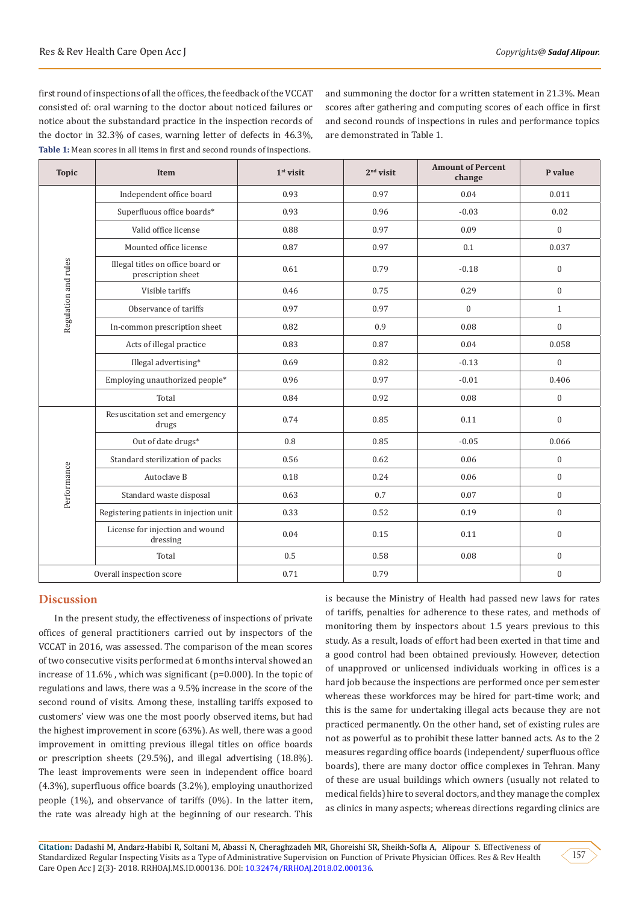first round of inspections of all the offices, the feedback of the VCCAT consisted of: oral warning to the doctor about noticed failures or notice about the substandard practice in the inspection records of the doctor in 32.3% of cases, warning letter of defects in 46.3%, and summoning the doctor for a written statement in 21.3%. Mean scores after gathering and computing scores of each office in first and second rounds of inspections in rules and performance topics are demonstrated in Table 1.

**Table 1:** Mean scores in all items in first and second rounds of inspections.

| Topic | Item | 1st visit | 2nd visit | Amount of Percent change | P value |
|---|---|---|---|---|---|
| Regulation and rules | Independent office board | 0.93 | 0.97 | 0.04 | 0.011 |
| | Superfluous office boards* | 0.93 | 0.96 | -0.03 | 0.02 |
| | Valid office license | 0.88 | 0.97 | 0.09 | 0 |
| | Mounted office license | 0.87 | 0.97 | 0.1 | 0.037 |
| | Illegal titles on office board or prescription sheet | 0.61 | 0.79 | -0.18 | 0 |
| | Visible tariffs | 0.46 | 0.75 | 0.29 | 0 |
| | Observance of tariffs | 0.97 | 0.97 | 0 | 1 |
| | In-common prescription sheet | 0.82 | 0.9 | 0.08 | 0 |
| | Acts of illegal practice | 0.83 | 0.87 | 0.04 | 0.058 |
| | Illegal advertising* | 0.69 | 0.82 | -0.13 | 0 |
| | Employing unauthorized people* | 0.96 | 0.97 | -0.01 | 0.406 |
| | Total | 0.84 | 0.92 | 0.08 | 0 |
| Performance | Resuscitation set and emergency drugs | 0.74 | 0.85 | 0.11 | 0 |
| | Out of date drugs* | 0.8 | 0.85 | -0.05 | 0.066 |
| | Standard sterilization of packs | 0.56 | 0.62 | 0.06 | 0 |
| | Autoclave B | 0.18 | 0.24 | 0.06 | 0 |
| | Standard waste disposal | 0.63 | 0.7 | 0.07 | 0 |
| | Registering patients in injection unit | 0.33 | 0.52 | 0.19 | 0 |
| | License for injection and wound dressing | 0.04 | 0.15 | 0.11 | 0 |
| | Total | 0.5 | 0.58 | 0.08 | 0 |
| Overall inspection score | | 0.71 | 0.79 | | 0 |

## Discussion

In the present study, the effectiveness of inspections of private offices of general practitioners carried out by inspectors of the VCCAT in 2016, was assessed. The comparison of the mean scores of two consecutive visits performed at 6 months interval showed an increase of 11.6% , which was significant (p=0.000). In the topic of regulations and laws, there was a 9.5% increase in the score of the second round of visits. Among these, installing tariffs exposed to customers' view was one the most poorly observed items, but had the highest improvement in score (63%). As well, there was a good improvement in omitting previous illegal titles on office boards or prescription sheets (29.5%), and illegal advertising (18.8%). The least improvements were seen in independent office board (4.3%), superfluous office boards (3.2%), employing unauthorized people (1%), and observance of tariffs (0%). In the latter item, the rate was already high at the beginning of our research. This is because the Ministry of Health had passed new laws for rates of tariffs, penalties for adherence to these rates, and methods of monitoring them by inspectors about 1.5 years previous to this study. As a result, loads of effort had been exerted in that time and a good control had been obtained previously. However, detection of unapproved or unlicensed individuals working in offices is a hard job because the inspections are performed once per semester whereas these workforces may be hired for part-time work; and this is the same for undertaking illegal acts because they are not practiced permanently. On the other hand, set of existing rules are not as powerful as to prohibit these latter banned acts. As to the 2 measures regarding office boards (independent/ superfluous office boards), there are many doctor office complexes in Tehran. Many of these are usual buildings which owners (usually not related to medical fields) hire to several doctors, and they manage the complex as clinics in many aspects; whereas directions regarding clinics are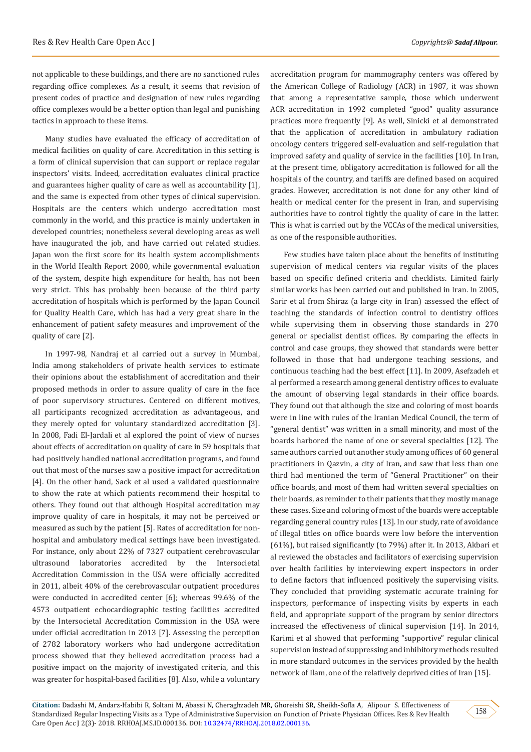not applicable to these buildings, and there are no sanctioned rules regarding office complexes. As a result, it seems that revision of present codes of practice and designation of new rules regarding office complexes would be a better option than legal and punishing tactics in approach to these items.

Many studies have evaluated the efficacy of accreditation of medical facilities on quality of care. Accreditation in this setting is a form of clinical supervision that can support or replace regular inspectors' visits. Indeed, accreditation evaluates clinical practice and guarantees higher quality of care as well as accountability [1], and the same is expected from other types of clinical supervision. Hospitals are the centers which undergo accreditation most commonly in the world, and this practice is mainly undertaken in developed countries; nonetheless several developing areas as well have inaugurated the job, and have carried out related studies. Japan won the first score for its health system accomplishments in the World Health Report 2000, while governmental evaluation of the system, despite high expenditure for health, has not been very strict. This has probably been because of the third party accreditation of hospitals which is performed by the Japan Council for Quality Health Care, which has had a very great share in the enhancement of patient safety measures and improvement of the quality of care [2].

In 1997-98, Nandraj et al carried out a survey in Mumbai, India among stakeholders of private health services to estimate their opinions about the establishment of accreditation and their proposed methods in order to assure quality of care in the face of poor supervisory structures. Centered on different motives, all participants recognized accreditation as advantageous, and they merely opted for voluntary standardized accreditation [3]. In 2008, Fadi El-Jardali et al explored the point of view of nurses about effects of accreditation on quality of care in 59 hospitals that had positively handled national accreditation programs, and found out that most of the nurses saw a positive impact for accreditation [4]. On the other hand, Sack et al used a validated questionnaire to show the rate at which patients recommend their hospital to others. They found out that although Hospital accreditation may improve quality of care in hospitals, it may not be perceived or measured as such by the patient [5]. Rates of accreditation for non-hospital and ambulatory medical settings have been investigated. For instance, only about 22% of 7327 outpatient cerebrovascular ultrasound laboratories accredited by the Intersocietal Accreditation Commission in the USA were officially accredited in 2011, albeit 40% of the cerebrovascular outpatient procedures were conducted in accredited center [6]; whereas 99.6% of the 4573 outpatient echocardiographic testing facilities accredited by the Intersocietal Accreditation Commission in the USA were under official accreditation in 2013 [7]. Assessing the perception of 2782 laboratory workers who had undergone accreditation process showed that they believed accreditation process had a positive impact on the majority of investigated criteria, and this was greater for hospital-based facilities [8]. Also, while a voluntary accreditation program for mammography centers was offered by the American College of Radiology (ACR) in 1987, it was shown that among a representative sample, those which underwent ACR accreditation in 1992 completed "good" quality assurance practices more frequently [9]. As well, Sinicki et al demonstrated that the application of accreditation in ambulatory radiation oncology centers triggered self-evaluation and self-regulation that improved safety and quality of service in the facilities [10]. In Iran, at the present time, obligatory accreditation is followed for all the hospitals of the country, and tariffs are defined based on acquired grades. However, accreditation is not done for any other kind of health or medical center for the present in Iran, and supervising authorities have to control tightly the quality of care in the latter. This is what is carried out by the VCCAs of the medical universities, as one of the responsible authorities.

Few studies have taken place about the benefits of instituting supervision of medical centers via regular visits of the places based on specific defined criteria and checklists. Limited fairly similar works has been carried out and published in Iran. In 2005, Sarir et al from Shiraz (a large city in Iran) assessed the effect of teaching the standards of infection control to dentistry offices while supervising them in observing those standards in 270 general or specialist dentist offices. By comparing the effects in control and case groups, they showed that standards were better followed in those that had undergone teaching sessions, and continuous teaching had the best effect [11]. In 2009, Asefzadeh et al performed a research among general dentistry offices to evaluate the amount of observing legal standards in their office boards. They found out that although the size and coloring of most boards were in line with rules of the Iranian Medical Council, the term of "general dentist" was written in a small minority, and most of the boards harbored the name of one or several specialties [12]. The same authors carried out another study among offices of 60 general practitioners in Qazvin, a city of Iran, and saw that less than one third had mentioned the term of "General Practitioner" on their office boards, and most of them had written several specialties on their boards, as reminder to their patients that they mostly manage these cases. Size and coloring of most of the boards were acceptable regarding general country rules [13]. In our study, rate of avoidance of illegal titles on office boards were low before the intervention (61%), but raised significantly (to 79%) after it. In 2013, Akbari et al reviewed the obstacles and facilitators of exercising supervision over health facilities by interviewing expert inspectors in order to define factors that influenced positively the supervising visits. They concluded that providing systematic accurate training for inspectors, performance of inspecting visits by experts in each field, and appropriate support of the program by senior directors increased the effectiveness of clinical supervision [14]. In 2014, Karimi et al showed that performing "supportive" regular clinical supervision instead of suppressing and inhibitory methods resulted in more standard outcomes in the services provided by the health network of Ilam, one of the relatively deprived cities of Iran [15].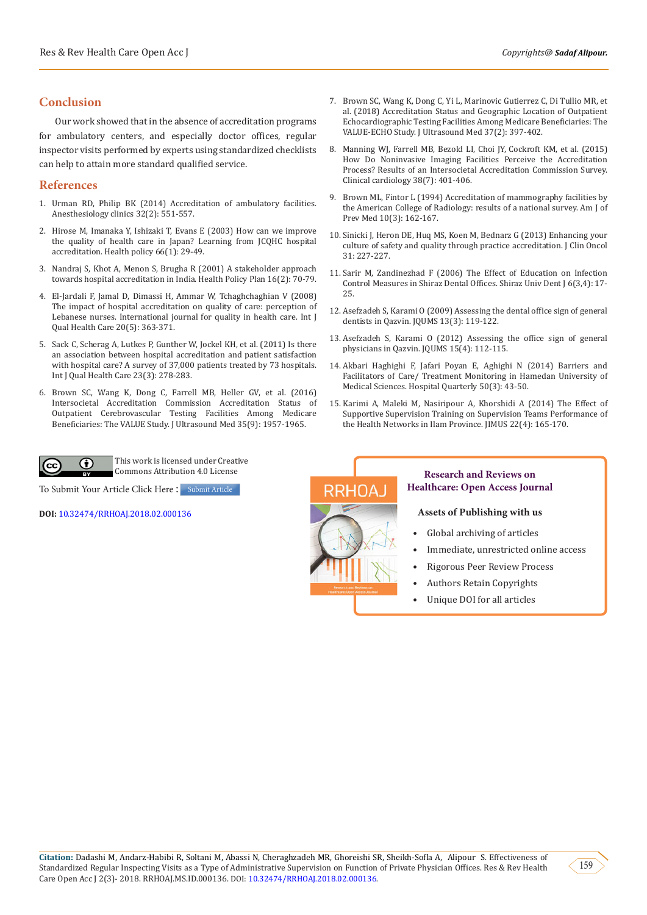## Conclusion

Our work showed that in the absence of accreditation programs for ambulatory centers, and especially doctor offices, regular inspector visits performed by experts using standardized checklists can help to attain more standard qualified service.

## References

1. Urman RD, Philip BK (2014) Accreditation of ambulatory facilities. Anesthesiology clinics 32(2): 551-557.
2. Hirose M, Imanaka Y, Ishizaki T, Evans E (2003) How can we improve the quality of health care in Japan? Learning from JCQHC hospital accreditation. Health policy 66(1): 29-49.
3. Nandraj S, Khot A, Menon S, Brugha R (2001) A stakeholder approach towards hospital accreditation in India. Health Policy Plan 16(2): 70-79.
4. El-Jardali F, Jamal D, Dimassi H, Ammar W, Tchaghchaghian V (2008) The impact of hospital accreditation on quality of care: perception of Lebanese nurses. International journal for quality in health care. Int J Qual Health Care 20(5): 363-371.
5. Sack C, Scherag A, Lutkes P, Gunther W, Jockel KH, et al. (2011) Is there an association between hospital accreditation and patient satisfaction with hospital care? A survey of 37,000 patients treated by 73 hospitals. Int J Qual Health Care 23(3): 278-283.
6. Brown SC, Wang K, Dong C, Farrell MB, Heller GV, et al. (2016) Intersocietal Accreditation Commission Accreditation Status of Outpatient Cerebrovascular Testing Facilities Among Medicare Beneficiaries: The VALUE Study. J Ultrasound Med 35(9): 1957-1965.
7. Brown SC, Wang K, Dong C, Yi L, Marinovic Gutierrez C, Di Tullio MR, et al. (2018) Accreditation Status and Geographic Location of Outpatient Echocardiographic Testing Facilities Among Medicare Beneficiaries: The VALUE-ECHO Study. J Ultrasound Med 37(2): 397-402.
8. Manning WJ, Farrell MB, Bezold LI, Choi JY, Cockroft KM, et al. (2015) How Do Noninvasive Imaging Facilities Perceive the Accreditation Process? Results of an Intersocietal Accreditation Commission Survey. Clinical cardiology 38(7): 401-406.
9. Brown ML, Fintor L (1994) Accreditation of mammography facilities by the American College of Radiology: results of a national survey. Am J of Prev Med 10(3): 162-167.
10. Sinicki J, Heron DE, Huq MS, Koen M, Bednarz G (2013) Enhancing your culture of safety and quality through practice accreditation. J Clin Oncol 31: 227-227.
11. Sarir M, Zandinezhad F (2006) The Effect of Education on Infection Control Measures in Shiraz Dental Offices. Shiraz Univ Dent J 6(3,4): 17-25.
12. Asefzadeh S, Karami O (2009) Assessing the dental office sign of general dentists in Qazvin. JQUMS 13(3): 119-122.
13. Asefzadeh S, Karami O (2012) Assessing the office sign of general physicians in Qazvin. JQUMS 15(4): 112-115.
14. Akbari Haghighi F, Jafari Poyan E, Aghighi N (2014) Barriers and Facilitators of Care/ Treatment Monitoring in Hamedan University of Medical Sciences. Hospital Quarterly 50(3): 43-50.
15. Karimi A, Maleki M, Nasiripour A, Khorshidi A (2014) The Effect of Supportive Supervision Training on Supervision Teams Performance of the Health Networks in Ilam Province. JIMUS 22(4): 165-170.

This work is licensed under Creative Commons Attribution 4.0 License

To Submit Your Article Click Here : Submit Article

**DOI:** 10.32474/RRHOAJ.2018.02.000136

**Research and Reviews on Healthcare: Open Access Journal**

**Assets of Publishing with us**

- Global archiving of articles
- Immediate, unrestricted online access
- Rigorous Peer Review Process
- Authors Retain Copyrights
- Unique DOI for all articles

**Citation:** Dadashi M, Andarz-Habibi R, Soltani M, Abassi N, Cheraghzadeh MR, Ghoreishi SR, Sheikh-Sofla A, Alipour S. Effectiveness of Standardized Regular Inspecting Visits as a Type of Administrative Supervision on Function of Private Physician Offices. Res & Rev Health Care Open Acc J 2(3)- 2018. RRHOAJ.MS.ID.000136. DOI: 10.32474/RRHOAJ.2018.02.000136.